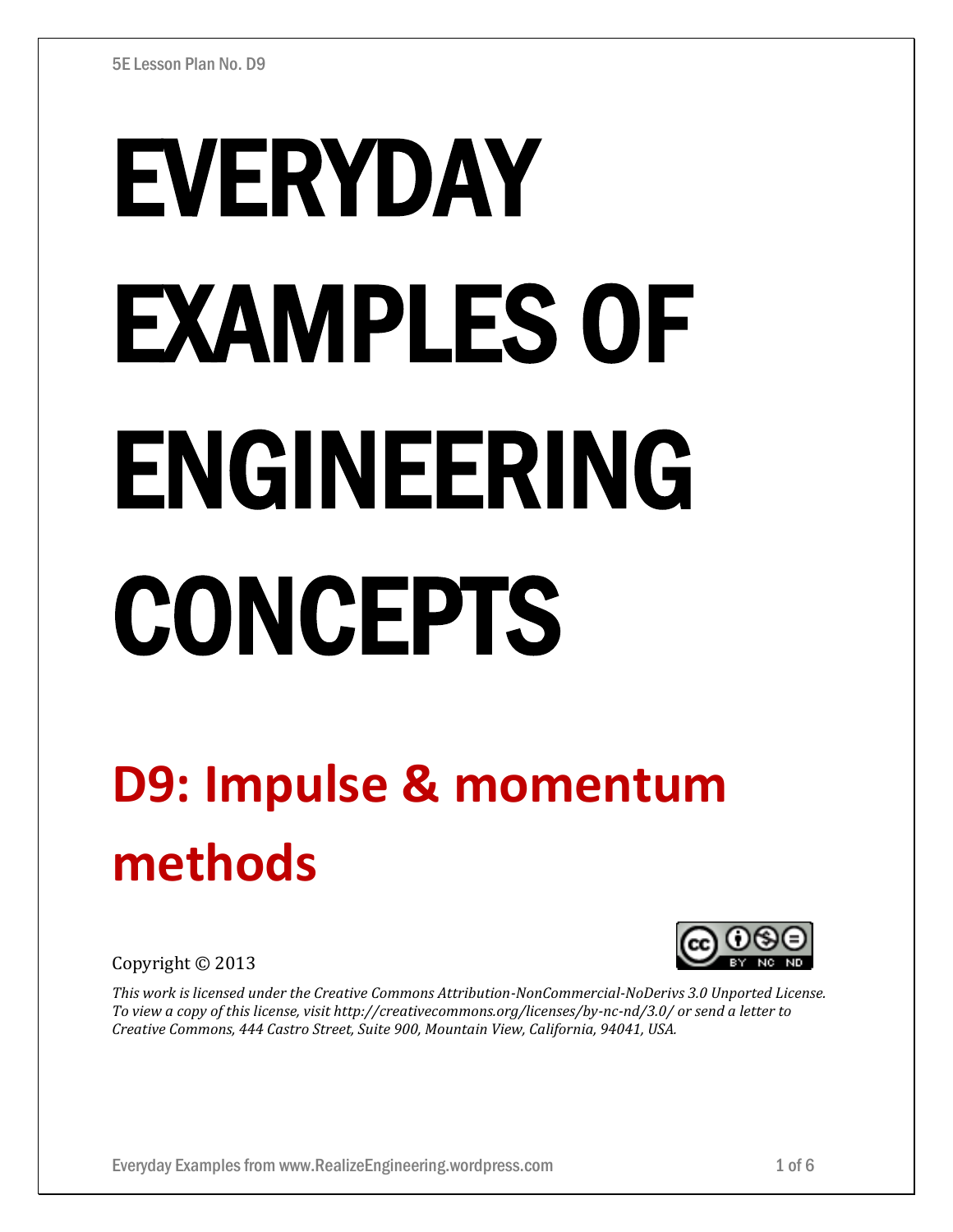# EVERYDAY EXAMPLES OF ENGINEERING CONCEPTS

## D9: Impulse & momentum methods

Copyright © 2013

*This work is licensed under the Creative Commons Attribution-NonCommercial-NoDerivs 3.0 Unported License. To view a copy of this license, visit http://creativecommons.org/licenses/by-nc-nd/3.0/ or send a letter to Creative Commons, 444 Castro Street, Suite 900, Mountain View, California, 94041, USA.*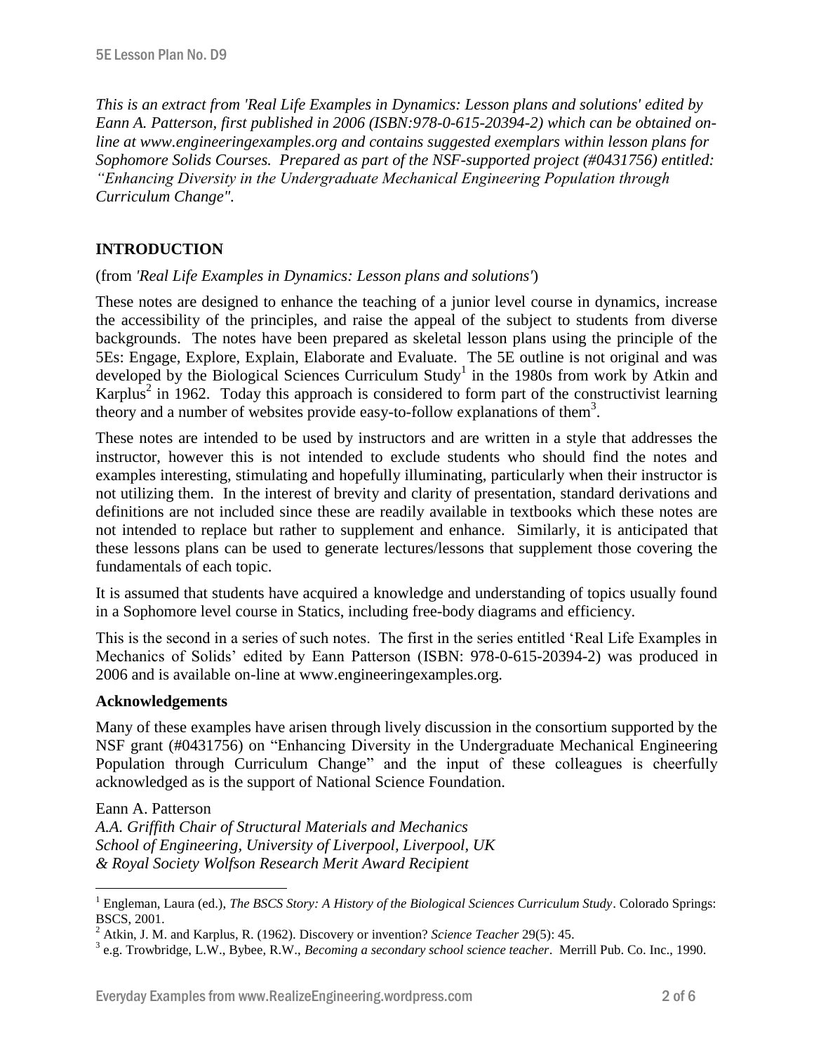*This is an extract from 'Real Life Examples in Dynamics: Lesson plans and solutions' edited by Eann A. Patterson, first published in 2006 (ISBN:978-0-615-20394-2) which can be obtained on-line at www.engineeringexamples.org and contains suggested exemplars within lesson plans for Sophomore Solids Courses. Prepared as part of the NSF-supported project (#0431756) entitled: "Enhancing Diversity in the Undergraduate Mechanical Engineering Population through Curriculum Change".*

## INTRODUCTION

(from *'Real Life Examples in Dynamics: Lesson plans and solutions'*)

These notes are designed to enhance the teaching of a junior level course in dynamics, increase the accessibility of the principles, and raise the appeal of the subject to students from diverse backgrounds. The notes have been prepared as skeletal lesson plans using the principle of the 5Es: Engage, Explore, Explain, Elaborate and Evaluate. The 5E outline is not original and was developed by the Biological Sciences Curriculum Study[1] in the 1980s from work by Atkin and Karplus[2] in 1962. Today this approach is considered to form part of the constructivist learning theory and a number of websites provide easy-to-follow explanations of them[3].

These notes are intended to be used by instructors and are written in a style that addresses the instructor, however this is not intended to exclude students who should find the notes and examples interesting, stimulating and hopefully illuminating, particularly when their instructor is not utilizing them. In the interest of brevity and clarity of presentation, standard derivations and definitions are not included since these are readily available in textbooks which these notes are not intended to replace but rather to supplement and enhance. Similarly, it is anticipated that these lessons plans can be used to generate lectures/lessons that supplement those covering the fundamentals of each topic.

It is assumed that students have acquired a knowledge and understanding of topics usually found in a Sophomore level course in Statics, including free-body diagrams and efficiency.

This is the second in a series of such notes. The first in the series entitled 'Real Life Examples in Mechanics of Solids' edited by Eann Patterson (ISBN: 978-0-615-20394-2) was produced in 2006 and is available on-line at www.engineeringexamples.org.

### Acknowledgements

Many of these examples have arisen through lively discussion in the consortium supported by the NSF grant (#0431756) on "Enhancing Diversity in the Undergraduate Mechanical Engineering Population through Curriculum Change" and the input of these colleagues is cheerfully acknowledged as is the support of National Science Foundation.

Eann A. Patterson
*A.A. Griffith Chair of Structural Materials and Mechanics*
*School of Engineering, University of Liverpool, Liverpool, UK*
*& Royal Society Wolfson Research Merit Award Recipient*

---

[1] Engleman, Laura (ed.), *The BSCS Story: A History of the Biological Sciences Curriculum Study*. Colorado Springs: BSCS, 2001.

[2] Atkin, J. M. and Karplus, R. (1962). Discovery or invention? *Science Teacher* 29(5): 45.

[3] e.g. Trowbridge, L.W., Bybee, R.W., *Becoming a secondary school science teacher*. Merrill Pub. Co. Inc., 1990.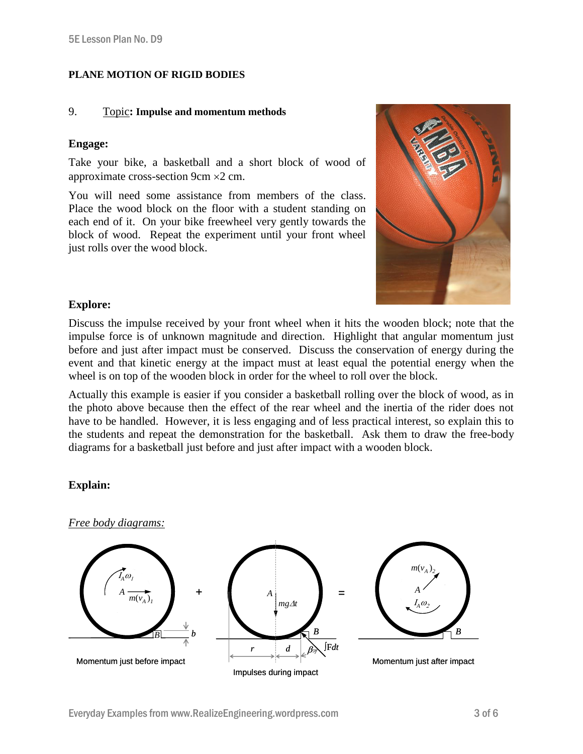**PLANE MOTION OF RIGID BODIES**

9. Topic**: Impulse and momentum methods**

**Engage:**

Take your bike, a basketball and a short block of wood of approximate cross-section 9cm ×2 cm.

You will need some assistance from members of the class. Place the wood block on the floor with a student standing on each end of it. On your bike freewheel very gently towards the block of wood. Repeat the experiment until your front wheel just rolls over the wood block.

**Explore:**

Discuss the impulse received by your front wheel when it hits the wooden block; note that the impulse force is of unknown magnitude and direction. Highlight that angular momentum just before and just after impact must be conserved. Discuss the conservation of energy during the event and that kinetic energy at the impact must at least equal the potential energy when the wheel is on top of the wooden block in order for the wheel to roll over the block.

Actually this example is easier if you consider a basketball rolling over the block of wood, as in the photo above because then the effect of the rear wheel and the inertia of the rider does not have to be handled. However, it is less engaging and of less practical interest, so explain this to the students and repeat the demonstration for the basketball. Ask them to draw the free-body diagrams for a basketball just before and just after impact with a wooden block.

**Explain:**

*Free body diagrams:*

Momentum just before impact: $I_A\omega_1$, $m(v_A)_1$, $b$ + Impulses during impact: $mg\Delta t$, $r$, $d$, $\beta$, $\int F dt$ = Momentum just after impact: $m(v_A)_2$, $I_A\omega_2$

Momentum just before impact

Impulses during impact

Momentum just after impact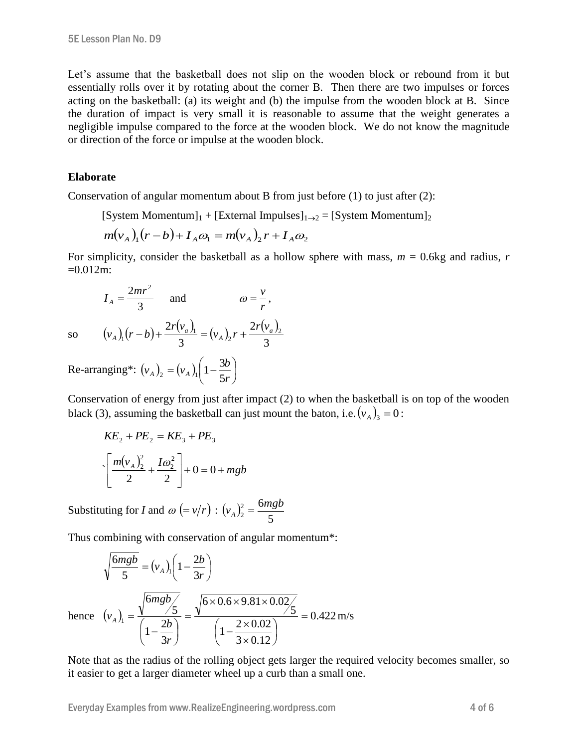Let's assume that the basketball does not slip on the wooden block or rebound from it but essentially rolls over it by rotating about the corner B. Then there are two impulses or forces acting on the basketball: (a) its weight and (b) the impulse from the wooden block at B. Since the duration of impact is very small it is reasonable to assume that the weight generates a negligible impulse compared to the force at the wooden block. We do not know the magnitude or direction of the force or impulse at the wooden block.

**Elaborate**

Conservation of angular momentum about B from just before (1) to just after (2):

[System Momentum]$_1$ + [External Impulses]$_{1\to2}$ = [System Momentum]$_2$

$$m(v_A)_1(r-b)+I_A\omega_1 = m(v_A)_2 r + I_A\omega_2$$

For simplicity, consider the basketball as a hollow sphere with mass, $m$ = 0.6kg and radius, $r$ =0.012m:

$$I_A = \frac{2mr^2}{3} \quad \text{and} \quad \omega = \frac{v}{r},$$

so $$(v_A)_1(r-b)+\frac{2r(v_a)_1}{3} = (v_A)_2 r + \frac{2r(v_a)_2}{3}$$

Re-arranging*: $(v_A)_2 = (v_A)_1\left(1-\frac{3b}{5r}\right)$

Conservation of energy from just after impact (2) to when the basketball is on top of the wooden black (3), assuming the basketball can just mount the baton, i.e. $(v_A)_3 = 0$:

$$KE_2 + PE_2 = KE_3 + PE_3$$

$$\left[\frac{m(v_A)_2^2}{2}+\frac{I\omega_2^2}{2}\right]+0 = 0 + mgb$$

Substituting for $I$ and $\omega\ (= v/r)$ : $(v_A)_2^2 = \frac{6mgb}{5}$

Thus combining with conservation of angular momentum*:

$$\sqrt{\frac{6mgb}{5}} = (v_A)_1\left(1-\frac{2b}{3r}\right)$$

hence $$(v_A)_1 = \frac{\sqrt{6mgb/5}}{\left(1-\frac{2b}{3r}\right)} = \frac{\sqrt{6\times0.6\times9.81\times0.02/5}}{\left(1-\frac{2\times0.02}{3\times0.12}\right)} = 0.422\ \text{m/s}$$

Note that as the radius of the rolling object gets larger the required velocity becomes smaller, so it easier to get a larger diameter wheel up a curb than a small one.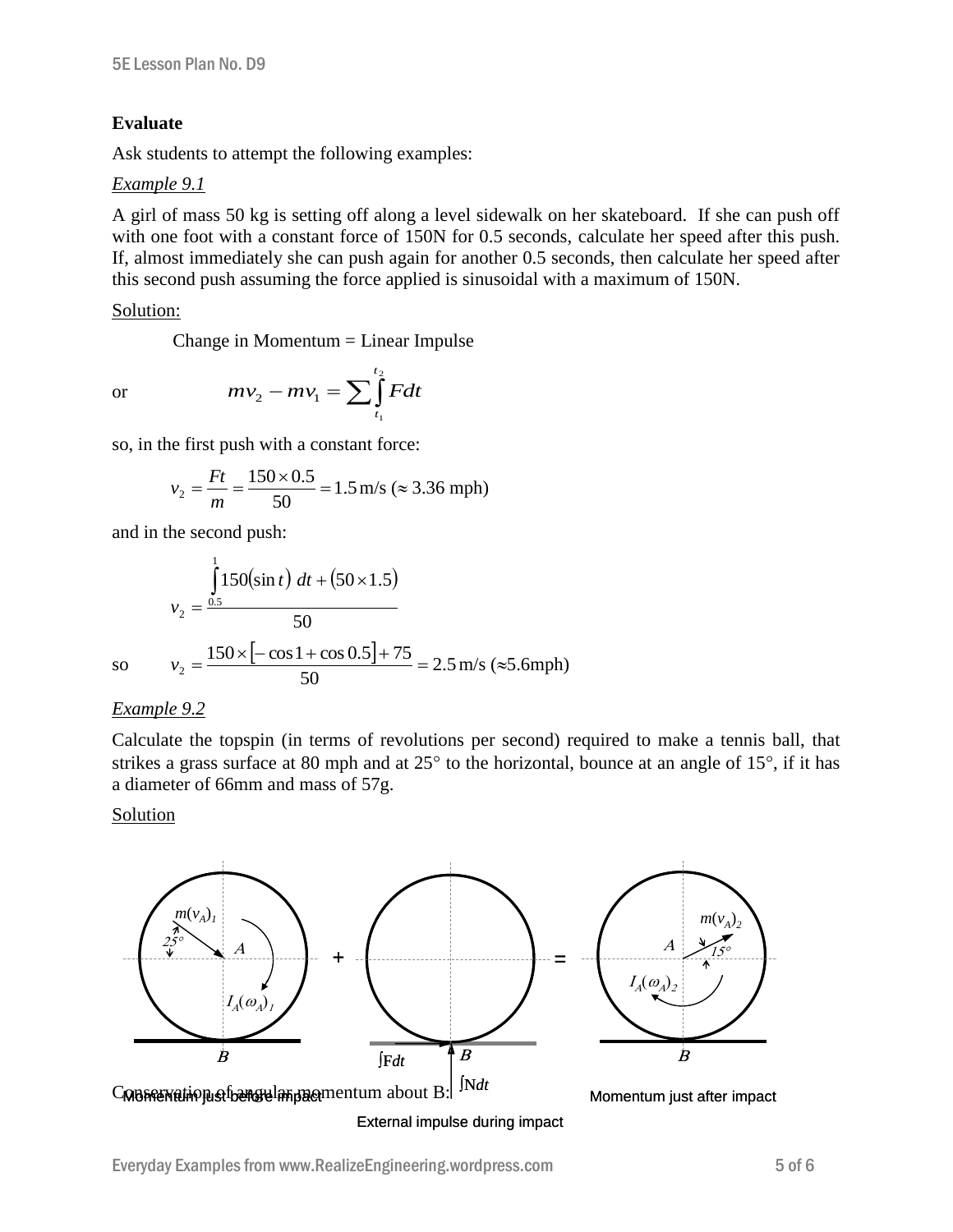**Evaluate**

Ask students to attempt the following examples:

*Example 9.1*

A girl of mass 50 kg is setting off along a level sidewalk on her skateboard. If she can push off with one foot with a constant force of 150N for 0.5 seconds, calculate her speed after this push. If, almost immediately she can push again for another 0.5 seconds, then calculate her speed after this second push assuming the force applied is sinusoidal with a maximum of 150N.

Solution:

Change in Momentum = Linear Impulse

or
$$mv_2 - mv_1 = \sum \int_{t_1}^{t_2} F dt$$

so, in the first push with a constant force:

$$v_2 = \frac{Ft}{m} = \frac{150 \times 0.5}{50} = 1.5 \text{ m/s } (\approx 3.36 \text{ mph})$$

and in the second push:

$$v_2 = \frac{\int_{0.5}^{1} 150(\sin t)\ dt + (50 \times 1.5)}{50}$$

so
$$v_2 = \frac{150 \times [-\cos 1 + \cos 0.5] + 75}{50} = 2.5 \text{ m/s } (\approx 5.6 \text{mph})$$

*Example 9.2*

Calculate the topspin (in terms of revolutions per second) required to make a tennis ball, that strikes a grass surface at 80 mph and at 25° to the horizontal, bounce at an angle of 15°, if it has a diameter of 66mm and mass of 57g.

Solution

Momentum just before impact + External impulse during impact = Momentum just after impact

Conservation of angular momentum about B: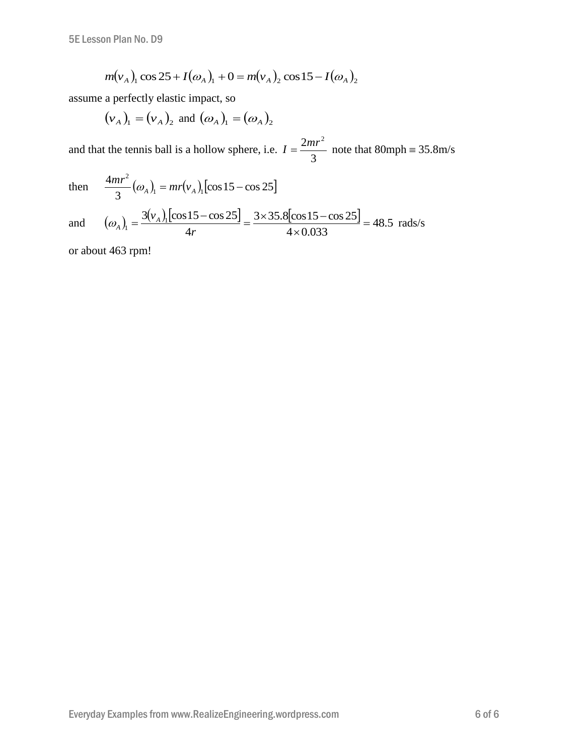$$m(v_A)_1 \cos 25 + I(\omega_A)_1 + 0 = m(v_A)_2 \cos 15 - I(\omega_A)_2$$

assume a perfectly elastic impact, so

$$(v_A)_1 = (v_A)_2 \text{ and } (\omega_A)_1 = (\omega_A)_2$$

and that the tennis ball is a hollow sphere, i.e. $I = \dfrac{2mr^2}{3}$ note that 80mph $\equiv$ 35.8m/s

then $$\frac{4mr^2}{3}(\omega_A)_1 = mr(v_A)_1[\cos 15 - \cos 25]$$

and $$(\omega_A)_1 = \frac{3(v_A)_1[\cos 15 - \cos 25]}{4r} = \frac{3 \times 35.8[\cos 15 - \cos 25]}{4 \times 0.033} = 48.5 \text{ rads/s}$$

or about 463 rpm!